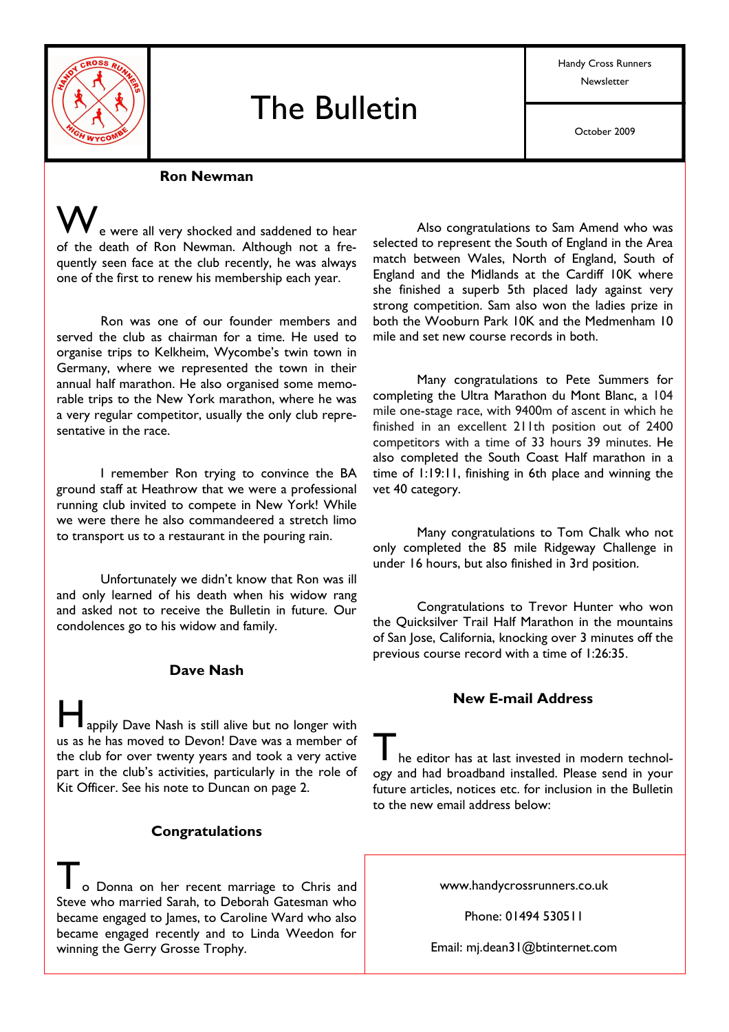# The Bulletin

Handy Cross Runners Newsletter

October 2009

## Ron Newman

We were all very shocked and saddened to hear of the death of Ron Newman. Although not a frequently seen face at the club recently, he was always one of the first to renew his membership each year.

Ron was one of our founder members and served the club as chairman for a time. He used to organise trips to Kelkheim, Wycombe's twin town in Germany, where we represented the town in their annual half marathon. He also organised some memorable trips to the New York marathon, where he was a very regular competitor, usually the only club representative in the race.

I remember Ron trying to convince the BA ground staff at Heathrow that we were a professional running club invited to compete in New York! While we were there he also commandeered a stretch limo to transport us to a restaurant in the pouring rain.

Unfortunately we didn't know that Ron was ill and only learned of his death when his widow rang and asked not to receive the Bulletin in future. Our condolences go to his widow and family.

## Dave Nash

Happily Dave Nash is still alive but no longer with us as he has moved to Devon! Dave was a member of the club for over twenty years and took a very active part in the club's activities, particularly in the role of Kit Officer. See his note to Duncan on page 2.

## Congratulations

To Donna on her recent marriage to Chris and Steve who married Sarah, to Deborah Gatesman who became engaged to James, to Caroline Ward who also became engaged recently and to Linda Weedon for winning the Gerry Grosse Trophy.

Also congratulations to Sam Amend who was selected to represent the South of England in the Area match between Wales, North of England, South of England and the Midlands at the Cardiff 10K where she finished a superb 5th placed lady against very strong competition. Sam also won the ladies prize in both the Wooburn Park 10K and the Medmenham 10 mile and set new course records in both.

Many congratulations to Pete Summers for completing the Ultra Marathon du Mont Blanc, a 104 mile one-stage race, with 9400m of ascent in which he finished in an excellent 211th position out of 2400 competitors with a time of 33 hours 39 minutes. He also completed the South Coast Half marathon in a time of 1:19:11, finishing in 6th place and winning the vet 40 category.

Many congratulations to Tom Chalk who not only completed the 85 mile Ridgeway Challenge in under 16 hours, but also finished in 3rd position.

Congratulations to Trevor Hunter who won the Quicksilver Trail Half Marathon in the mountains of San Jose, California, knocking over 3 minutes off the previous course record with a time of 1:26:35.

## New E-mail Address

The editor has at last invested in modern technology and had broadband installed. Please send in your future articles, notices etc. for inclusion in the Bulletin to the new email address below:

www.handycrossrunners.co.uk

Phone: 01494 530511

Email: mj.dean31@btinternet.com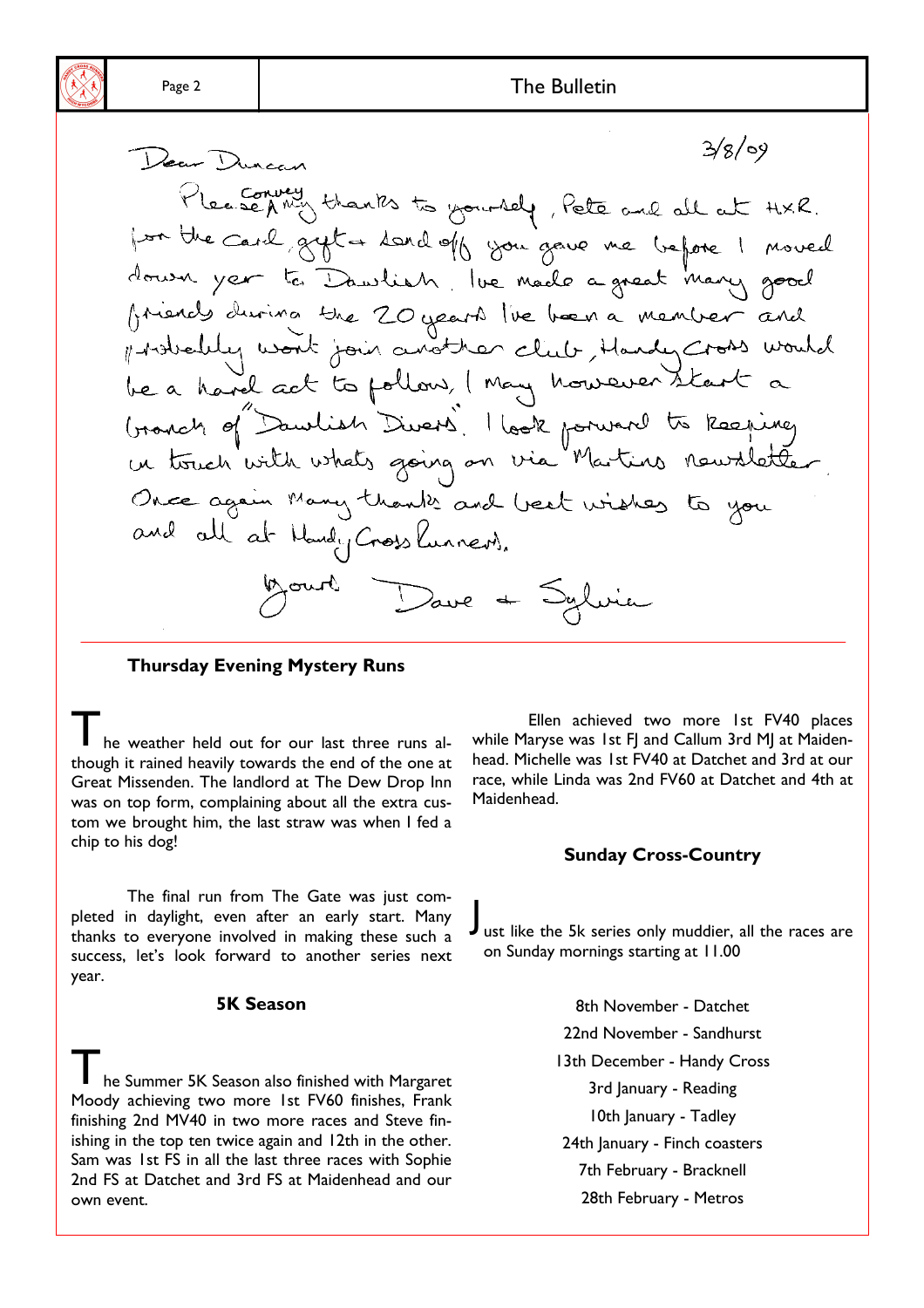3/8/09

Dear Duncan

Please convey my thanks to yourself, Pete and all at H.X.R. for the card, gift + send off you gave me before I moved down year to Dawlish. Ive made a great many good friends during the 20 years Ive been a member and probably wont join another club, Handy Cross would be a hard act to follow, I may however start a branch of "Dawlish Divers". I look forward to keeping in touch with whats going on via Martins newsletter. Once again many thanks and best wishes to you and all at Handy Cross Runners.

Yours Dave + Sylvia

---

## Thursday Evening Mystery Runs

The weather held out for our last three runs although it rained heavily towards the end of the one at Great Missenden. The landlord at The Dew Drop Inn was on top form, complaining about all the extra custom we brought him, the last straw was when I fed a chip to his dog!

The final run from The Gate was just completed in daylight, even after an early start. Many thanks to everyone involved in making these such a success, let's look forward to another series next year.

## 5K Season

The Summer 5K Season also finished with Margaret Moody achieving two more 1st FV60 finishes, Frank finishing 2nd MV40 in two more races and Steve finishing in the top ten twice again and 12th in the other. Sam was 1st FS in all the last three races with Sophie 2nd FS at Datchet and 3rd FS at Maidenhead and our own event.

Ellen achieved two more 1st FV40 places while Maryse was 1st FJ and Callum 3rd MJ at Maidenhead. Michelle was 1st FV40 at Datchet and 3rd at our race, while Linda was 2nd FV60 at Datchet and 4th at Maidenhead.

## Sunday Cross-Country

Just like the 5k series only muddier, all the races are on Sunday mornings starting at 11.00

8th November - Datchet
22nd November - Sandhurst
13th December - Handy Cross
3rd January - Reading
10th January - Tadley
24th January - Finch coasters
7th February - Bracknell
28th February - Metros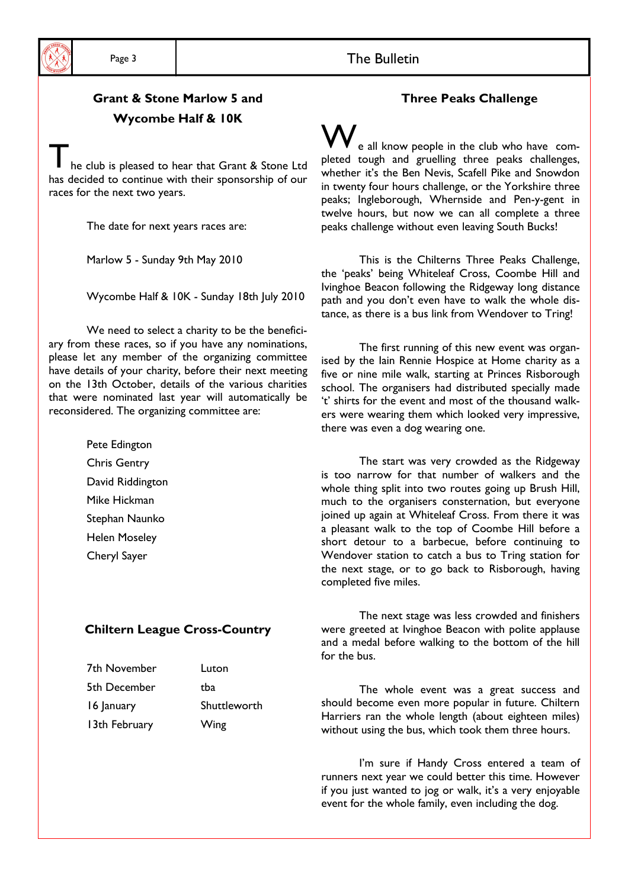## Grant & Stone Marlow 5 and Wycombe Half & 10K

The club is pleased to hear that Grant & Stone Ltd has decided to continue with their sponsorship of our races for the next two years.

The date for next years races are:

Marlow 5 - Sunday 9th May 2010

Wycombe Half & 10K - Sunday 18th July 2010

We need to select a charity to be the beneficiary from these races, so if you have any nominations, please let any member of the organizing committee have details of your charity, before their next meeting on the 13th October, details of the various charities that were nominated last year will automatically be reconsidered. The organizing committee are:

Pete Edington
Chris Gentry
David Riddington
Mike Hickman
Stephan Naunko
Helen Moseley
Cheryl Sayer

## Chiltern League Cross-Country

| | |
|---|---|
| 7th November | Luton |
| 5th December | tba |
| 16 January | Shuttleworth |
| 13th February | Wing |

## Three Peaks Challenge

We all know people in the club who have completed tough and gruelling three peaks challenges, whether it's the Ben Nevis, Scafell Pike and Snowdon in twenty four hours challenge, or the Yorkshire three peaks; Ingleborough, Whernside and Pen-y-gent in twelve hours, but now we can all complete a three peaks challenge without even leaving South Bucks!

This is the Chilterns Three Peaks Challenge, the 'peaks' being Whiteleaf Cross, Coombe Hill and Ivinghoe Beacon following the Ridgeway long distance path and you don't even have to walk the whole distance, as there is a bus link from Wendover to Tring!

The first running of this new event was organised by the Iain Rennie Hospice at Home charity as a five or nine mile walk, starting at Princes Risborough school. The organisers had distributed specially made 't' shirts for the event and most of the thousand walkers were wearing them which looked very impressive, there was even a dog wearing one.

The start was very crowded as the Ridgeway is too narrow for that number of walkers and the whole thing split into two routes going up Brush Hill, much to the organisers consternation, but everyone joined up again at Whiteleaf Cross. From there it was a pleasant walk to the top of Coombe Hill before a short detour to a barbecue, before continuing to Wendover station to catch a bus to Tring station for the next stage, or to go back to Risborough, having completed five miles.

The next stage was less crowded and finishers were greeted at Ivinghoe Beacon with polite applause and a medal before walking to the bottom of the hill for the bus.

The whole event was a great success and should become even more popular in future. Chiltern Harriers ran the whole length (about eighteen miles) without using the bus, which took them three hours.

I'm sure if Handy Cross entered a team of runners next year we could better this time. However if you just wanted to jog or walk, it's a very enjoyable event for the whole family, even including the dog.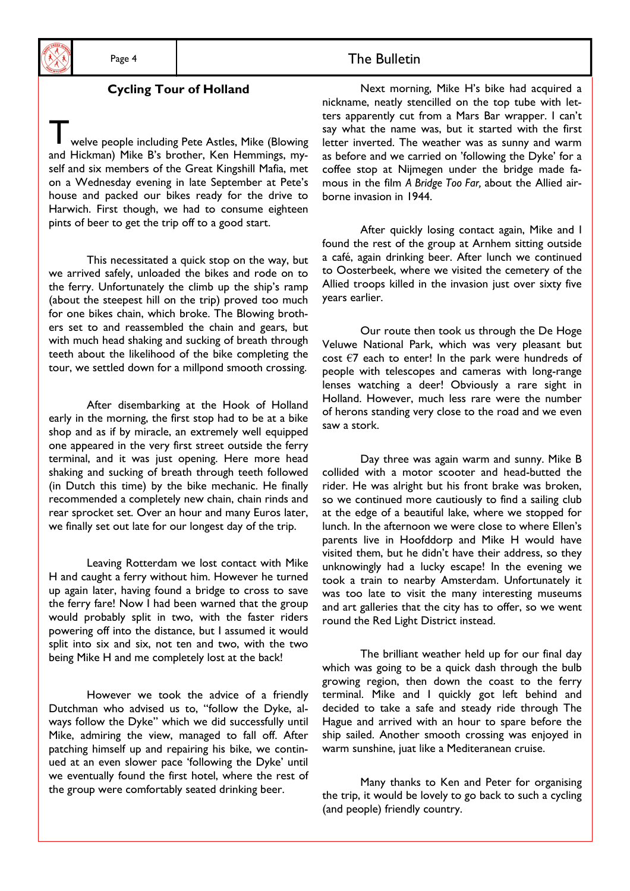## Cycling Tour of Holland

Twelve people including Pete Astles, Mike (Blowing and Hickman) Mike B's brother, Ken Hemmings, myself and six members of the Great Kingshill Mafia, met on a Wednesday evening in late September at Pete's house and packed our bikes ready for the drive to Harwich. First though, we had to consume eighteen pints of beer to get the trip off to a good start.

This necessitated a quick stop on the way, but we arrived safely, unloaded the bikes and rode on to the ferry. Unfortunately the climb up the ship's ramp (about the steepest hill on the trip) proved too much for one bikes chain, which broke. The Blowing brothers set to and reassembled the chain and gears, but with much head shaking and sucking of breath through teeth about the likelihood of the bike completing the tour, we settled down for a millpond smooth crossing.

After disembarking at the Hook of Holland early in the morning, the first stop had to be at a bike shop and as if by miracle, an extremely well equipped one appeared in the very first street outside the ferry terminal, and it was just opening. Here more head shaking and sucking of breath through teeth followed (in Dutch this time) by the bike mechanic. He finally recommended a completely new chain, chain rinds and rear sprocket set. Over an hour and many Euros later, we finally set out late for our longest day of the trip.

Leaving Rotterdam we lost contact with Mike H and caught a ferry without him. However he turned up again later, having found a bridge to cross to save the ferry fare! Now I had been warned that the group would probably split in two, with the faster riders powering off into the distance, but I assumed it would split into six and six, not ten and two, with the two being Mike H and me completely lost at the back!

However we took the advice of a friendly Dutchman who advised us to, "follow the Dyke, always follow the Dyke" which we did successfully until Mike, admiring the view, managed to fall off. After patching himself up and repairing his bike, we continued at an even slower pace 'following the Dyke' until we eventually found the first hotel, where the rest of the group were comfortably seated drinking beer.

Next morning, Mike H's bike had acquired a nickname, neatly stencilled on the top tube with letters apparently cut from a Mars Bar wrapper. I can't say what the name was, but it started with the first letter inverted. The weather was as sunny and warm as before and we carried on 'following the Dyke' for a coffee stop at Nijmegen under the bridge made famous in the film *A Bridge Too Far,* about the Allied airborne invasion in 1944.

After quickly losing contact again, Mike and I found the rest of the group at Arnhem sitting outside a café, again drinking beer. After lunch we continued to Oosterbeek, where we visited the cemetery of the Allied troops killed in the invasion just over sixty five years earlier.

Our route then took us through the De Hoge Veluwe National Park, which was very pleasant but cost €7 each to enter! In the park were hundreds of people with telescopes and cameras with long-range lenses watching a deer! Obviously a rare sight in Holland. However, much less rare were the number of herons standing very close to the road and we even saw a stork.

Day three was again warm and sunny. Mike B collided with a motor scooter and head-butted the rider. He was alright but his front brake was broken, so we continued more cautiously to find a sailing club at the edge of a beautiful lake, where we stopped for lunch. In the afternoon we were close to where Ellen's parents live in Hoofddorp and Mike H would have visited them, but he didn't have their address, so they unknowingly had a lucky escape! In the evening we took a train to nearby Amsterdam. Unfortunately it was too late to visit the many interesting museums and art galleries that the city has to offer, so we went round the Red Light District instead.

The brilliant weather held up for our final day which was going to be a quick dash through the bulb growing region, then down the coast to the ferry terminal. Mike and I quickly got left behind and decided to take a safe and steady ride through The Hague and arrived with an hour to spare before the ship sailed. Another smooth crossing was enjoyed in warm sunshine, juat like a Mediteranean cruise.

Many thanks to Ken and Peter for organising the trip, it would be lovely to go back to such a cycling (and people) friendly country.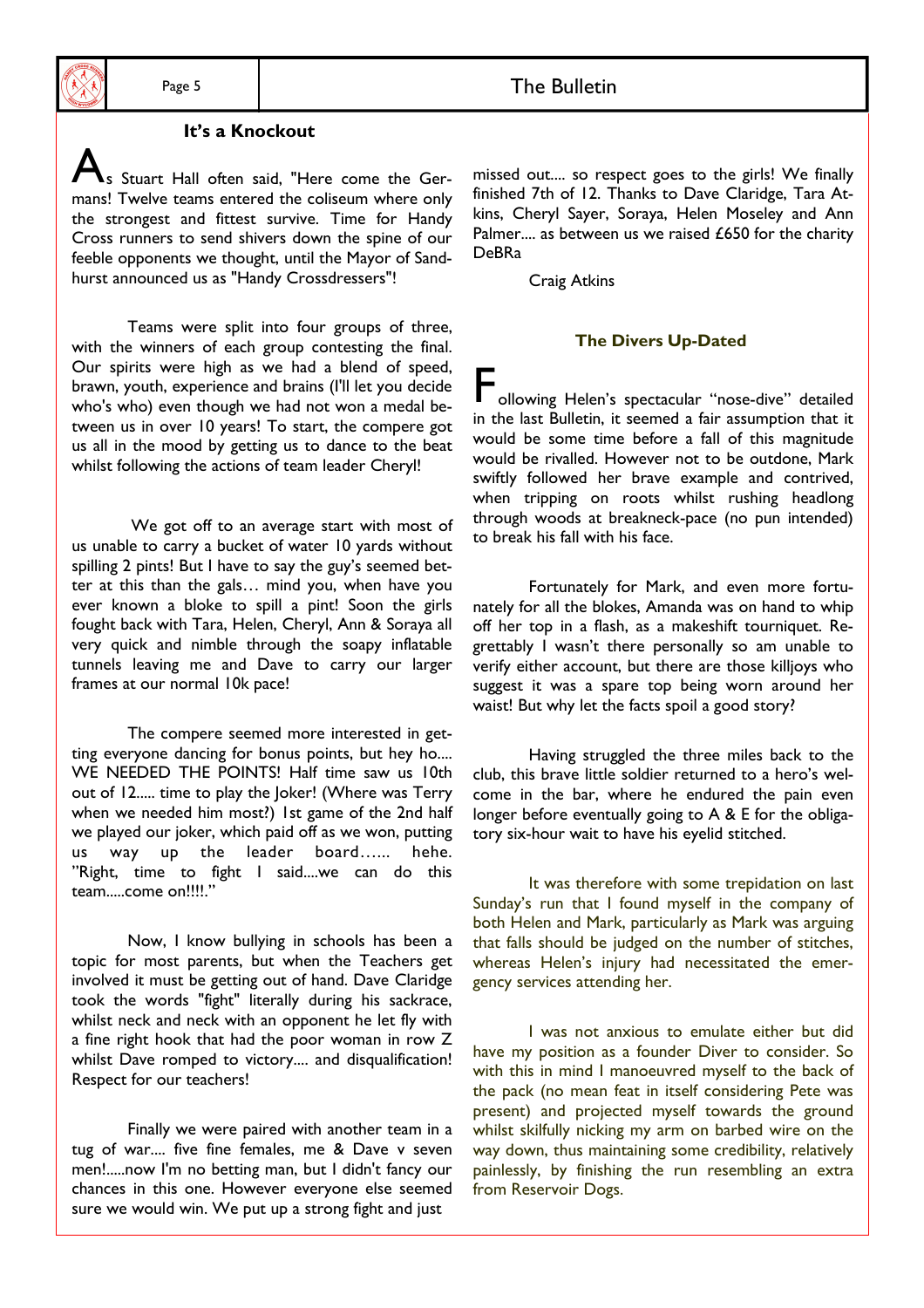## It's a Knockout

As Stuart Hall often said, "Here come the Germans! Twelve teams entered the coliseum where only the strongest and fittest survive. Time for Handy Cross runners to send shivers down the spine of our feeble opponents we thought, until the Mayor of Sandhurst announced us as "Handy Crossdressers"!

Teams were split into four groups of three, with the winners of each group contesting the final. Our spirits were high as we had a blend of speed, brawn, youth, experience and brains (I'll let you decide who's who) even though we had not won a medal between us in over 10 years! To start, the compere got us all in the mood by getting us to dance to the beat whilst following the actions of team leader Cheryl!

We got off to an average start with most of us unable to carry a bucket of water 10 yards without spilling 2 pints! But I have to say the guy's seemed better at this than the gals… mind you, when have you ever known a bloke to spill a pint! Soon the girls fought back with Tara, Helen, Cheryl, Ann & Soraya all very quick and nimble through the soapy inflatable tunnels leaving me and Dave to carry our larger frames at our normal 10k pace!

The compere seemed more interested in getting everyone dancing for bonus points, but hey ho.... WE NEEDED THE POINTS! Half time saw us 10th out of 12..... time to play the Joker! (Where was Terry when we needed him most?) 1st game of the 2nd half we played our joker, which paid off as we won, putting us way up the leader board…... hehe. "Right, time to fight I said....we can do this team.....come on!!!!."

Now, I know bullying in schools has been a topic for most parents, but when the Teachers get involved it must be getting out of hand. Dave Claridge took the words "fight" literally during his sackrace, whilst neck and neck with an opponent he let fly with a fine right hook that had the poor woman in row Z whilst Dave romped to victory.... and disqualification! Respect for our teachers!

Finally we were paired with another team in a tug of war.... five fine females, me & Dave v seven men!.....now I'm no betting man, but I didn't fancy our chances in this one. However everyone else seemed sure we would win. We put up a strong fight and just missed out.... so respect goes to the girls! We finally finished 7th of 12. Thanks to Dave Claridge, Tara Atkins, Cheryl Sayer, Soraya, Helen Moseley and Ann Palmer.... as between us we raised £650 for the charity DeBRa

Craig Atkins

## The Divers Up-Dated

Following Helen's spectacular "nose-dive" detailed in the last Bulletin, it seemed a fair assumption that it would be some time before a fall of this magnitude would be rivalled. However not to be outdone, Mark swiftly followed her brave example and contrived, when tripping on roots whilst rushing headlong through woods at breakneck-pace (no pun intended) to break his fall with his face.

Fortunately for Mark, and even more fortunately for all the blokes, Amanda was on hand to whip off her top in a flash, as a makeshift tourniquet. Regrettably I wasn't there personally so am unable to verify either account, but there are those killjoys who suggest it was a spare top being worn around her waist! But why let the facts spoil a good story?

Having struggled the three miles back to the club, this brave little soldier returned to a hero's welcome in the bar, where he endured the pain even longer before eventually going to A & E for the obligatory six-hour wait to have his eyelid stitched.

It was therefore with some trepidation on last Sunday's run that I found myself in the company of both Helen and Mark, particularly as Mark was arguing that falls should be judged on the number of stitches, whereas Helen's injury had necessitated the emergency services attending her.

I was not anxious to emulate either but did have my position as a founder Diver to consider. So with this in mind I manoeuvred myself to the back of the pack (no mean feat in itself considering Pete was present) and projected myself towards the ground whilst skilfully nicking my arm on barbed wire on the way down, thus maintaining some credibility, relatively painlessly, by finishing the run resembling an extra from Reservoir Dogs.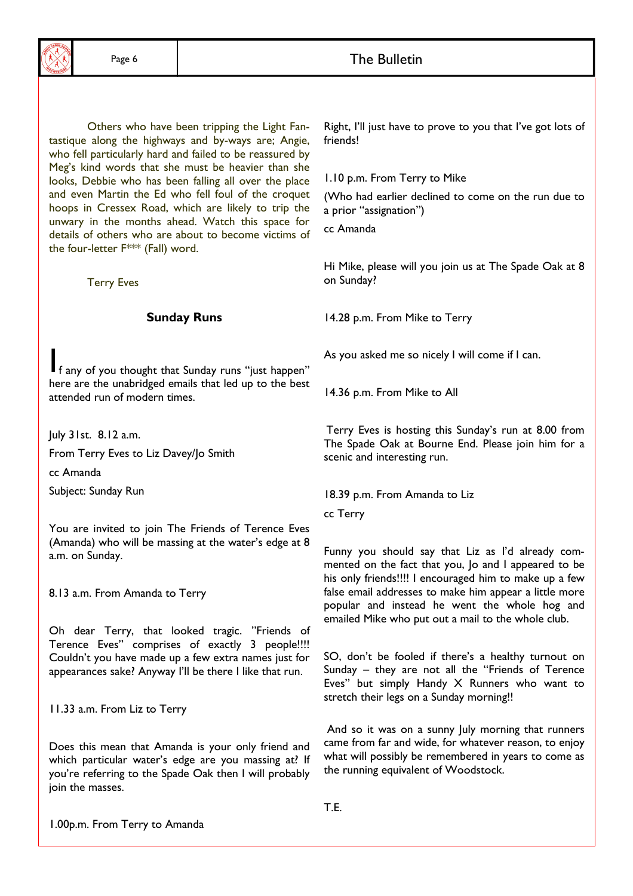Others who have been tripping the Light Fantastique along the highways and by-ways are; Angie, who fell particularly hard and failed to be reassured by Meg's kind words that she must be heavier than she looks, Debbie who has been falling all over the place and even Martin the Ed who fell foul of the croquet hoops in Cressex Road, which are likely to trip the unwary in the months ahead. Watch this space for details of others who are about to become victims of the four-letter F*** (Fall) word.

Terry Eves

## Sunday Runs

If any of you thought that Sunday runs "just happen" here are the unabridged emails that led up to the best attended run of modern times.

July 31st. 8.12 a.m.

From Terry Eves to Liz Davey/Jo Smith

cc Amanda

Subject: Sunday Run

You are invited to join The Friends of Terence Eves (Amanda) who will be massing at the water's edge at 8 a.m. on Sunday.

8.13 a.m. From Amanda to Terry

Oh dear Terry, that looked tragic. "Friends of Terence Eves" comprises of exactly 3 people!!!! Couldn't you have made up a few extra names just for appearances sake? Anyway I'll be there I like that run.

11.33 a.m. From Liz to Terry

Does this mean that Amanda is your only friend and which particular water's edge are you massing at? If you're referring to the Spade Oak then I will probably join the masses.

1.00p.m. From Terry to Amanda

Right, I'll just have to prove to you that I've got lots of friends!

1.10 p.m. From Terry to Mike

(Who had earlier declined to come on the run due to a prior "assignation")

cc Amanda

Hi Mike, please will you join us at The Spade Oak at 8 on Sunday?

14.28 p.m. From Mike to Terry

As you asked me so nicely I will come if I can.

14.36 p.m. From Mike to All

Terry Eves is hosting this Sunday's run at 8.00 from The Spade Oak at Bourne End. Please join him for a scenic and interesting run.

18.39 p.m. From Amanda to Liz

cc Terry

Funny you should say that Liz as I'd already commented on the fact that you, Jo and I appeared to be his only friends!!!! I encouraged him to make up a few false email addresses to make him appear a little more popular and instead he went the whole hog and emailed Mike who put out a mail to the whole club.

SO, don't be fooled if there's a healthy turnout on Sunday – they are not all the "Friends of Terence Eves" but simply Handy X Runners who want to stretch their legs on a Sunday morning!!

And so it was on a sunny July morning that runners came from far and wide, for whatever reason, to enjoy what will possibly be remembered in years to come as the running equivalent of Woodstock.

T.E.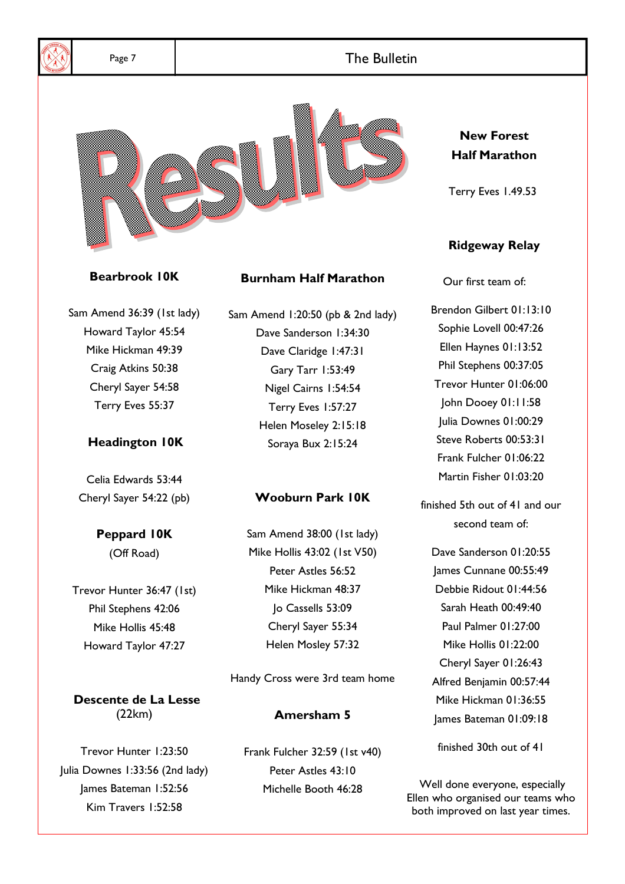# Results

## Bearbrook 10K

Sam Amend 36:39 (1st lady)
Howard Taylor 45:54
Mike Hickman 49:39
Craig Atkins 50:38
Cheryl Sayer 54:58
Terry Eves 55:37

## Headington 10K

Celia Edwards 53:44
Cheryl Sayer 54:22 (pb)

## Peppard 10K
(Off Road)

Trevor Hunter 36:47 (1st)
Phil Stephens 42:06
Mike Hollis 45:48
Howard Taylor 47:27

## Descente de La Lesse
(22km)

Trevor Hunter 1:23:50
Julia Downes 1:33:56 (2nd lady)
James Bateman 1:52:56
Kim Travers 1:52:58

## Burnham Half Marathon

Sam Amend 1:20:50 (pb & 2nd lady)
Dave Sanderson 1:34:30
Dave Claridge 1:47:31
Gary Tarr 1:53:49
Nigel Cairns 1:54:54
Terry Eves 1:57:27
Helen Moseley 2:15:18
Soraya Bux 2:15:24

## Wooburn Park 10K

Sam Amend 38:00 (1st lady)
Mike Hollis 43:02 (1st V50)
Peter Astles 56:52
Mike Hickman 48:37
Jo Cassells 53:09
Cheryl Sayer 55:34
Helen Mosley 57:32

Handy Cross were 3rd team home

## Amersham 5

Frank Fulcher 32:59 (1st v40)
Peter Astles 43:10
Michelle Booth 46:28

## New Forest Half Marathon

Terry Eves 1.49.53

## Ridgeway Relay

Our first team of:

Brendon Gilbert 01:13:10
Sophie Lovell 00:47:26
Ellen Haynes 01:13:52
Phil Stephens 00:37:05
Trevor Hunter 01:06:00
John Dooey 01:11:58
Julia Downes 01:00:29
Steve Roberts 00:53:31
Frank Fulcher 01:06:22
Martin Fisher 01:03:20

finished 5th out of 41 and our second team of:

Dave Sanderson 01:20:55
James Cunnane 00:55:49
Debbie Ridout 01:44:56
Sarah Heath 00:49:40
Paul Palmer 01:27:00
Mike Hollis 01:22:00
Cheryl Sayer 01:26:43
Alfred Benjamin 00:57:44
Mike Hickman 01:36:55
James Bateman 01:09:18

finished 30th out of 41

Well done everyone, especially Ellen who organised our teams who both improved on last year times.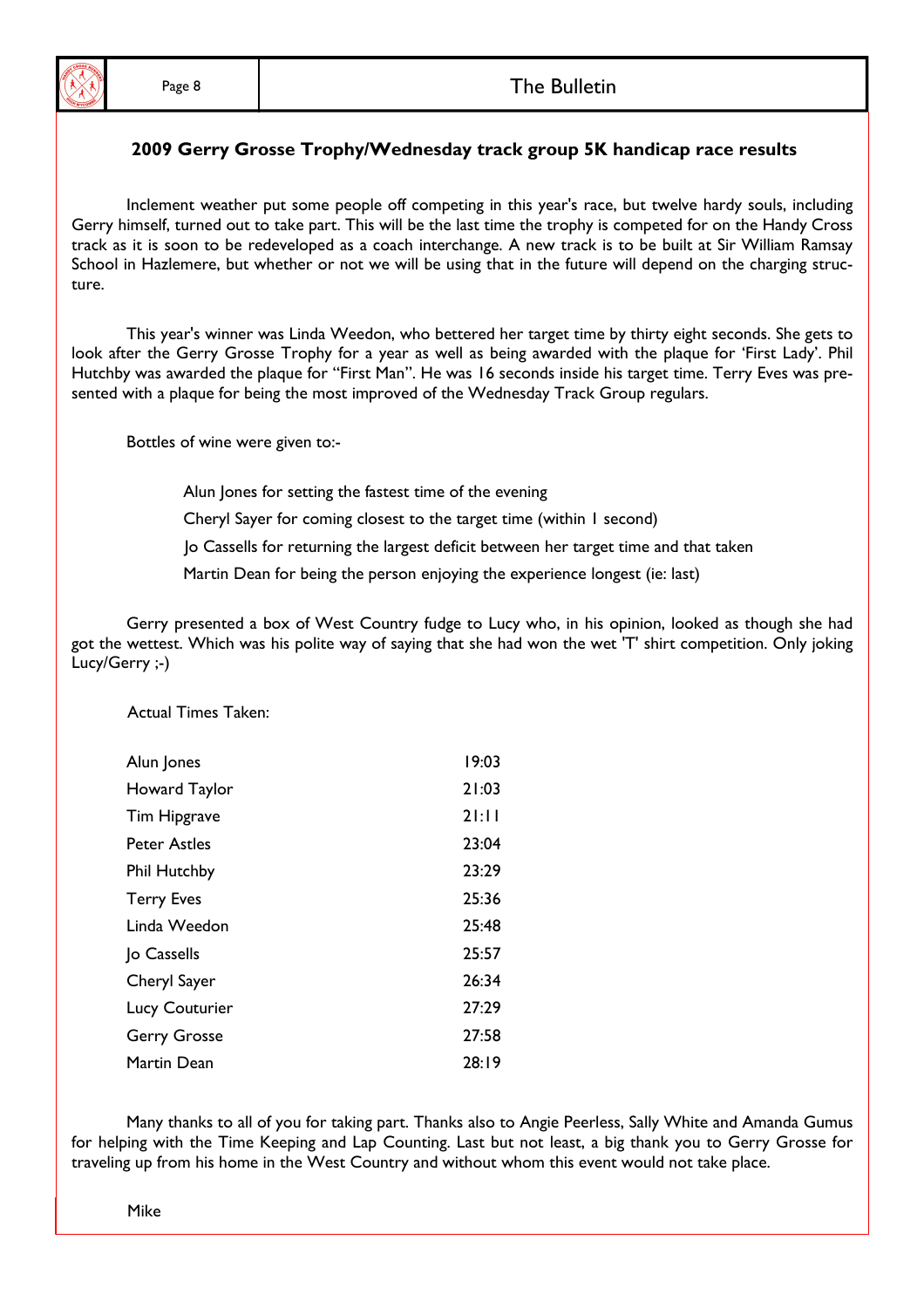## 2009 Gerry Grosse Trophy/Wednesday track group 5K handicap race results

Inclement weather put some people off competing in this year's race, but twelve hardy souls, including Gerry himself, turned out to take part. This will be the last time the trophy is competed for on the Handy Cross track as it is soon to be redeveloped as a coach interchange. A new track is to be built at Sir William Ramsay School in Hazlemere, but whether or not we will be using that in the future will depend on the charging structure.

This year's winner was Linda Weedon, who bettered her target time by thirty eight seconds. She gets to look after the Gerry Grosse Trophy for a year as well as being awarded with the plaque for 'First Lady'. Phil Hutchby was awarded the plaque for "First Man". He was 16 seconds inside his target time. Terry Eves was presented with a plaque for being the most improved of the Wednesday Track Group regulars.

Bottles of wine were given to:-

- Alun Jones for setting the fastest time of the evening
- Cheryl Sayer for coming closest to the target time (within 1 second)
- Jo Cassells for returning the largest deficit between her target time and that taken
- Martin Dean for being the person enjoying the experience longest (ie: last)

Gerry presented a box of West Country fudge to Lucy who, in his opinion, looked as though she had got the wettest. Which was his polite way of saying that she had won the wet 'T' shirt competition. Only joking Lucy/Gerry ;-)

Actual Times Taken:

| Name | Time |
|---|---|
| Alun Jones | 19:03 |
| Howard Taylor | 21:03 |
| Tim Hipgrave | 21:11 |
| Peter Astles | 23:04 |
| Phil Hutchby | 23:29 |
| Terry Eves | 25:36 |
| Linda Weedon | 25:48 |
| Jo Cassells | 25:57 |
| Cheryl Sayer | 26:34 |
| Lucy Couturier | 27:29 |
| Gerry Grosse | 27:58 |
| Martin Dean | 28:19 |

Many thanks to all of you for taking part. Thanks also to Angie Peerless, Sally White and Amanda Gumus for helping with the Time Keeping and Lap Counting. Last but not least, a big thank you to Gerry Grosse for traveling up from his home in the West Country and without whom this event would not take place.

Mike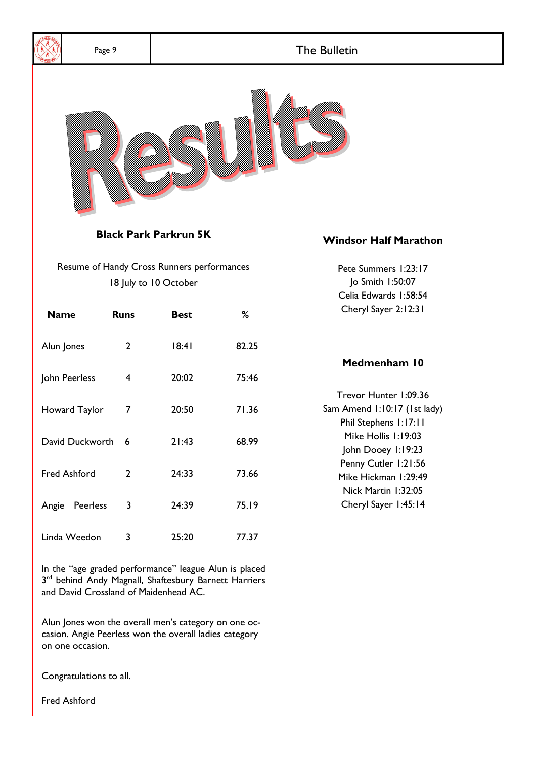# Results

## Black Park Parkrun 5K

Resume of Handy Cross Runners performances
18 July to 10 October

| Name | Runs | Best | % |
|---|---|---|---|
| Alun Jones | 2 | 18:41 | 82.25 |
| John Peerless | 4 | 20:02 | 75:46 |
| Howard Taylor | 7 | 20:50 | 71.36 |
| David Duckworth | 6 | 21:43 | 68.99 |
| Fred Ashford | 2 | 24:33 | 73.66 |
| Angie Peerless | 3 | 24:39 | 75.19 |
| Linda Weedon | 3 | 25:20 | 77.37 |

In the "age graded performance" league Alun is placed 3rd behind Andy Magnall, Shaftesbury Barnett Harriers and David Crossland of Maidenhead AC.

Alun Jones won the overall men's category on one occasion. Angie Peerless won the overall ladies category on one occasion.

Congratulations to all.

Fred Ashford

## Windsor Half Marathon

Pete Summers 1:23:17
Jo Smith 1:50:07
Celia Edwards 1:58:54
Cheryl Sayer 2:12:31

## Medmenham 10

Trevor Hunter 1:09.36
Sam Amend 1:10:17 (1st lady)
Phil Stephens 1:17:11
Mike Hollis 1:19:03
John Dooey 1:19:23
Penny Cutler 1:21:56
Mike Hickman 1:29:49
Nick Martin 1:32:05
Cheryl Sayer 1:45:14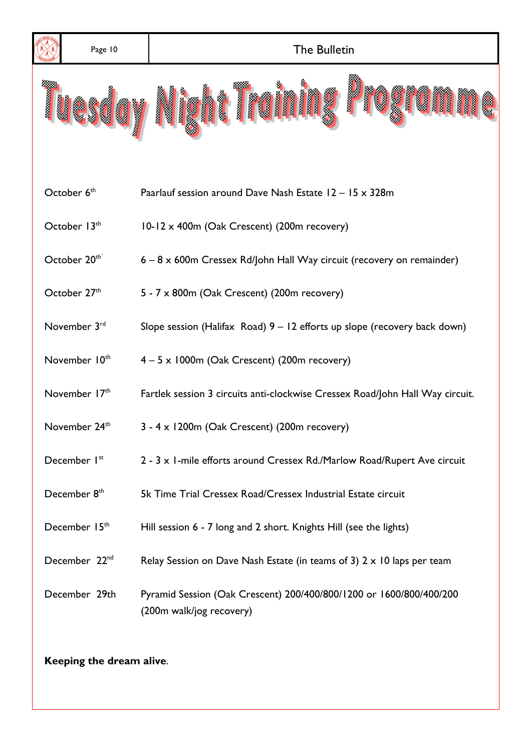# Tuesday Night Training Programme

| | |
|---|---|
| October 6th | Paarlauf session around Dave Nash Estate 12 – 15 x 328m |
| October 13th | 10-12 x 400m (Oak Crescent) (200m recovery) |
| October 20th | 6 – 8 x 600m Cressex Rd/John Hall Way circuit (recovery on remainder) |
| October 27th | 5 - 7 x 800m (Oak Crescent) (200m recovery) |
| November 3rd | Slope session (Halifax Road) 9 – 12 efforts up slope (recovery back down) |
| November 10th | 4 – 5 x 1000m (Oak Crescent) (200m recovery) |
| November 17th | Fartlek session 3 circuits anti-clockwise Cressex Road/John Hall Way circuit. |
| November 24th | 3 - 4 x 1200m (Oak Crescent) (200m recovery) |
| December 1st | 2 - 3 x 1-mile efforts around Cressex Rd./Marlow Road/Rupert Ave circuit |
| December 8th | 5k Time Trial Cressex Road/Cressex Industrial Estate circuit |
| December 15th | Hill session 6 - 7 long and 2 short. Knights Hill (see the lights) |
| December 22nd | Relay Session on Dave Nash Estate (in teams of 3) 2 x 10 laps per team |
| December 29th | Pyramid Session (Oak Crescent) 200/400/800/1200 or 1600/800/400/200 (200m walk/jog recovery) |

**Keeping the dream alive**.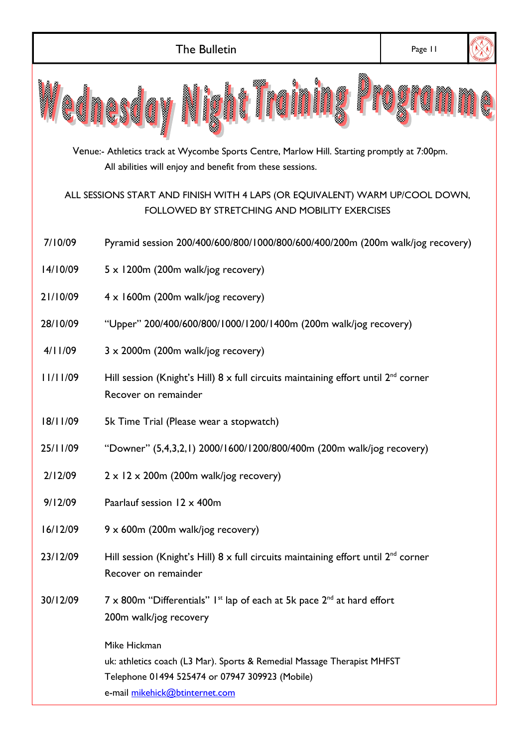# Wednesday Night Training Programme

Venue:- Athletics track at Wycombe Sports Centre, Marlow Hill. Starting promptly at 7:00pm.
All abilities will enjoy and benefit from these sessions.

ALL SESSIONS START AND FINISH WITH 4 LAPS (OR EQUIVALENT) WARM UP/COOL DOWN, FOLLOWED BY STRETCHING AND MOBILITY EXERCISES

| | |
|---|---|
| 7/10/09 | Pyramid session 200/400/600/800/1000/800/600/400/200m (200m walk/jog recovery) |
| 14/10/09 | 5 x 1200m (200m walk/jog recovery) |
| 21/10/09 | 4 x 1600m (200m walk/jog recovery) |
| 28/10/09 | "Upper" 200/400/600/800/1000/1200/1400m (200m walk/jog recovery) |
| 4/11/09 | 3 x 2000m (200m walk/jog recovery) |
| 11/11/09 | Hill session (Knight's Hill) 8 x full circuits maintaining effort until 2nd corner Recover on remainder |
| 18/11/09 | 5k Time Trial (Please wear a stopwatch) |
| 25/11/09 | "Downer" (5,4,3,2,1) 2000/1600/1200/800/400m (200m walk/jog recovery) |
| 2/12/09 | 2 x 12 x 200m (200m walk/jog recovery) |
| 9/12/09 | Paarlauf session 12 x 400m |
| 16/12/09 | 9 x 600m (200m walk/jog recovery) |
| 23/12/09 | Hill session (Knight's Hill) 8 x full circuits maintaining effort until 2nd corner Recover on remainder |
| 30/12/09 | 7 x 800m "Differentials" 1st lap of each at 5k pace 2nd at hard effort 200m walk/jog recovery |

Mike Hickman
uk: athletics coach (L3 Mar). Sports & Remedial Massage Therapist MHFST
Telephone 01494 525474 or 07947 309923 (Mobile)
e-mail mikehick@btinternet.com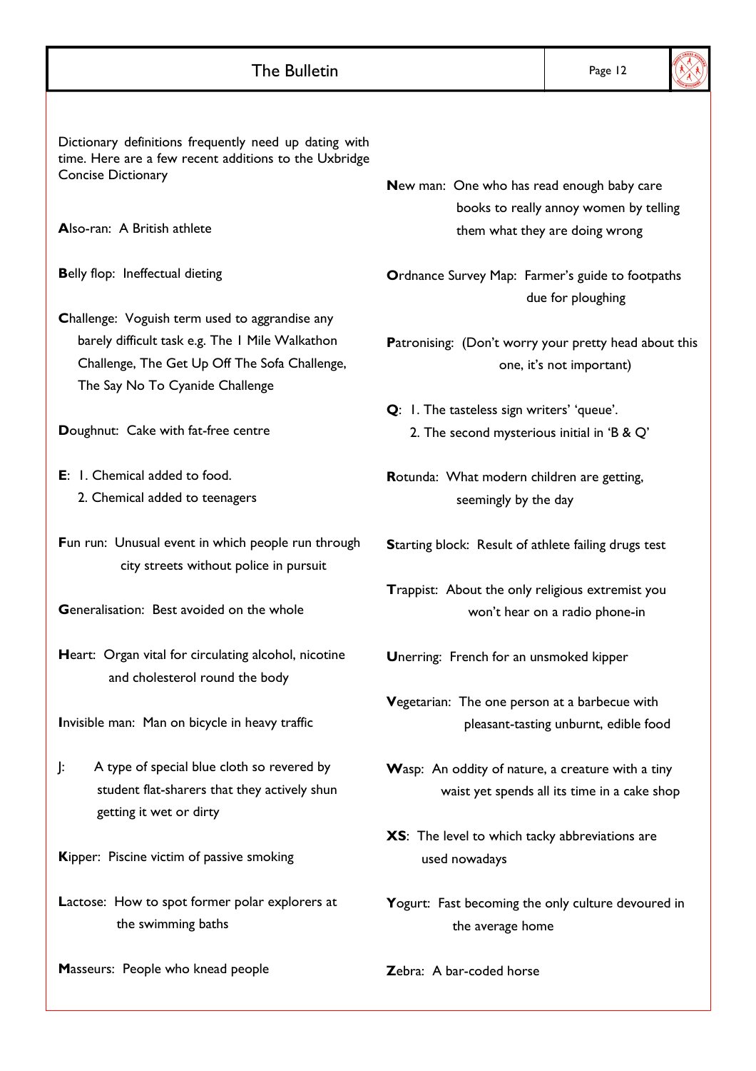Dictionary definitions frequently need up dating with time. Here are a few recent additions to the Uxbridge Concise Dictionary

**A**lso-ran: A British athlete

**B**elly flop: Ineffectual dieting

**C**hallenge: Voguish term used to aggrandise any barely difficult task e.g. The 1 Mile Walkathon Challenge, The Get Up Off The Sofa Challenge, The Say No To Cyanide Challenge

**D**oughnut: Cake with fat-free centre

**E**: 1. Chemical added to food.
2. Chemical added to teenagers

**F**un run: Unusual event in which people run through city streets without police in pursuit

**G**eneralisation: Best avoided on the whole

**H**eart: Organ vital for circulating alcohol, nicotine and cholesterol round the body

**I**nvisible man: Man on bicycle in heavy traffic

J: A type of special blue cloth so revered by student flat-sharers that they actively shun getting it wet or dirty

**K**ipper: Piscine victim of passive smoking

**L**actose: How to spot former polar explorers at the swimming baths

**M**asseurs: People who knead people

**N**ew man: One who has read enough baby care books to really annoy women by telling them what they are doing wrong

**O**rdnance Survey Map: Farmer's guide to footpaths due for ploughing

**P**atronising: (Don't worry your pretty head about this one, it's not important)

**Q**: 1. The tasteless sign writers' 'queue'.
2. The second mysterious initial in 'B & Q'

**R**otunda: What modern children are getting, seemingly by the day

**S**tarting block: Result of athlete failing drugs test

**T**rappist: About the only religious extremist you won't hear on a radio phone-in

**U**nerring: French for an unsmoked kipper

**V**egetarian: The one person at a barbecue with pleasant-tasting unburnt, edible food

**W**asp: An oddity of nature, a creature with a tiny waist yet spends all its time in a cake shop

**XS**: The level to which tacky abbreviations are used nowadays

**Y**ogurt: Fast becoming the only culture devoured in the average home

**Z**ebra: A bar-coded horse